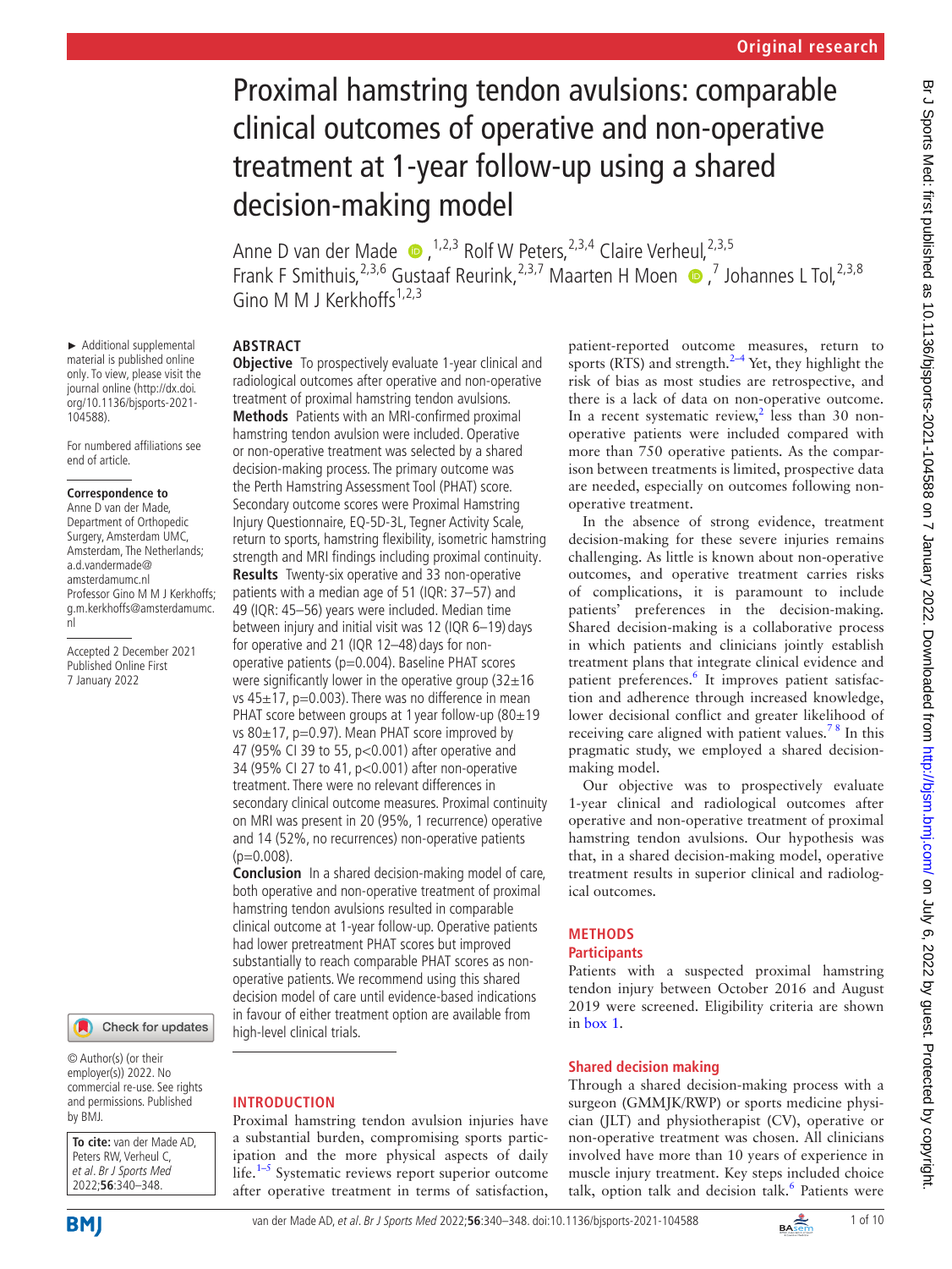Original research

# Proximal hamstring tendon avulsions: comparable clinical outcomes of operative and non-operative treatment at 1-year follow-up using a shared decision-making model

Anne D van der Made ,[1,2,3] Rolf W Peters,[2,3,4] Claire Verheul,[2,3,5] Frank F Smithuis,[2,3,6] Gustaaf Reurink,[2,3,7] Maarten H Moen ,[7] Johannes L Tol,[2,3,8] Gino M M J Kerkhoffs[1,2,3]

► Additional supplemental material is published online only. To view, please visit the journal online (http://dx.doi.org/10.1136/bjsports-2021-104588).

For numbered affiliations see end of article.

**Correspondence to**
Anne D van der Made, Department of Orthopedic Surgery, Amsterdam UMC, Amsterdam, The Netherlands; a.d.vandermade@amsterdamumc.nl
Professor Gino M M J Kerkhoffs; g.m.kerkhoffs@amsterdamumc.nl

Accepted 2 December 2021
Published Online First 7 January 2022

© Author(s) (or their employer(s)) 2022. No commercial re-use. See rights and permissions. Published by BMJ.

**To cite:** van der Made AD, Peters RW, Verheul C, *et al. Br J Sports Med* 2022;**56**:340–348.

## ABSTRACT

**Objective** To prospectively evaluate 1-year clinical and radiological outcomes after operative and non-operative treatment of proximal hamstring tendon avulsions.

**Methods** Patients with an MRI-confirmed proximal hamstring tendon avulsion were included. Operative or non-operative treatment was selected by a shared decision-making process. The primary outcome was the Perth Hamstring Assessment Tool (PHAT) score. Secondary outcome scores were Proximal Hamstring Injury Questionnaire, EQ-5D-3L, Tegner Activity Scale, return to sports, hamstring flexibility, isometric hamstring strength and MRI findings including proximal continuity.

**Results** Twenty-six operative and 33 non-operative patients with a median age of 51 (IQR: 37–57) and 49 (IQR: 45–56) years were included. Median time between injury and initial visit was 12 (IQR 6–19) days for operative and 21 (IQR 12–48) days for non-operative patients (p=0.004). Baseline PHAT scores were significantly lower in the operative group (32±16 vs 45±17, p=0.003). There was no difference in mean PHAT score between groups at 1 year follow-up (80±19 vs 80±17, p=0.97). Mean PHAT score improved by 47 (95% CI 39 to 55, p<0.001) after operative and 34 (95% CI 27 to 41, p<0.001) after non-operative treatment. There were no relevant differences in secondary clinical outcome measures. Proximal continuity on MRI was present in 20 (95%, 1 recurrence) operative and 14 (52%, no recurrences) non-operative patients (p=0.008).

**Conclusion** In a shared decision-making model of care, both operative and non-operative treatment of proximal hamstring tendon avulsions resulted in comparable clinical outcome at 1-year follow-up. Operative patients had lower pretreatment PHAT scores but improved substantially to reach comparable PHAT scores as non-operative patients. We recommend using this shared decision model of care until evidence-based indications in favour of either treatment option are available from high-level clinical trials.

## INTRODUCTION

Proximal hamstring tendon avulsion injuries have a substantial burden, compromising sports participation and the more physical aspects of daily life.[1–5] Systematic reviews report superior outcome after operative treatment in terms of satisfaction, patient-reported outcome measures, return to sports (RTS) and strength.[2–4] Yet, they highlight the risk of bias as most studies are retrospective, and there is a lack of data on non-operative outcome. In a recent systematic review,[2] less than 30 non-operative patients were included compared with more than 750 operative patients. As the comparison between treatments is limited, prospective data are needed, especially on outcomes following non-operative treatment.

In the absence of strong evidence, treatment decision-making for these severe injuries remains challenging. As little is known about non-operative outcomes, and operative treatment carries risks of complications, it is paramount to include patients' preferences in the decision-making. Shared decision-making is a collaborative process in which patients and clinicians jointly establish treatment plans that integrate clinical evidence and patient preferences.[6] It improves patient satisfaction and adherence through increased knowledge, lower decisional conflict and greater likelihood of receiving care aligned with patient values.[7 8] In this pragmatic study, we employed a shared decision-making model.

Our objective was to prospectively evaluate 1-year clinical and radiological outcomes after operative and non-operative treatment of proximal hamstring tendon avulsions. Our hypothesis was that, in a shared decision-making model, operative treatment results in superior clinical and radiological outcomes.

## METHODS

### Participants

Patients with a suspected proximal hamstring tendon injury between October 2016 and August 2019 were screened. Eligibility criteria are shown in box 1.

### Shared decision making

Through a shared decision-making process with a surgeon (GMMJK/RWP) or sports medicine physician (JLT) and physiotherapist (CV), operative or non-operative treatment was chosen. All clinicians involved have more than 10 years of experience in muscle injury treatment. Key steps included choice talk, option talk and decision talk.[6] Patients were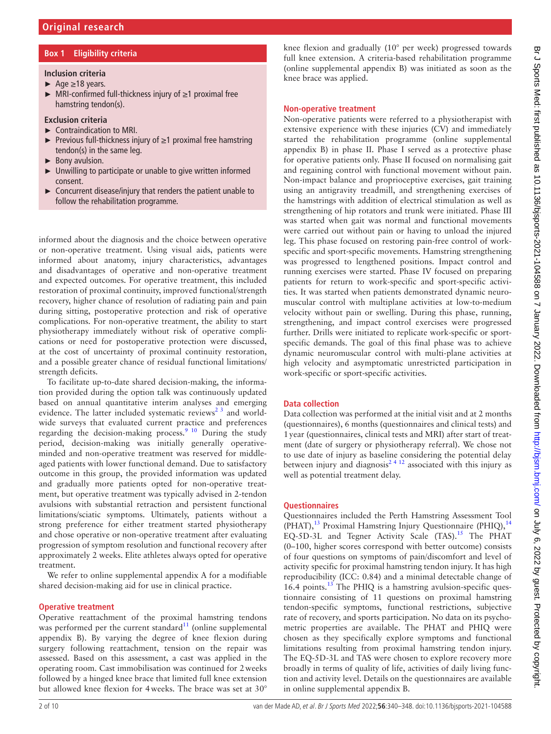### Box 1 Eligibility criteria

**Inclusion criteria**

- Age ≥18 years.
- MRI-confirmed full-thickness injury of ≥1 proximal free hamstring tendon(s).

**Exclusion criteria**

- Contraindication to MRI.
- Previous full-thickness injury of ≥1 proximal free hamstring tendon(s) in the same leg.
- Bony avulsion.
- Unwilling to participate or unable to give written informed consent.
- Concurrent disease/injury that renders the patient unable to follow the rehabilitation programme.

informed about the diagnosis and the choice between operative or non-operative treatment. Using visual aids, patients were informed about anatomy, injury characteristics, advantages and disadvantages of operative and non-operative treatment and expected outcomes. For operative treatment, this included restoration of proximal continuity, improved functional/strength recovery, higher chance of resolution of radiating pain and pain during sitting, postoperative protection and risk of operative complications. For non-operative treatment, the ability to start physiotherapy immediately without risk of operative complications or need for postoperative protection were discussed, at the cost of uncertainty of proximal continuity restoration, and a possible greater chance of residual functional limitations/strength deficits.

To facilitate up-to-date shared decision-making, the information provided during the option talk was continuously updated based on annual quantitative interim analyses and emerging evidence. The latter included systematic reviews[2,3] and worldwide surveys that evaluated current practice and preferences regarding the decision-making process.[9,10] During the study period, decision-making was initially generally operative-minded and non-operative treatment was reserved for middle-aged patients with lower functional demand. Due to satisfactory outcome in this group, the provided information was updated and gradually more patients opted for non-operative treatment, but operative treatment was typically advised in 2-tendon avulsions with substantial retraction and persistent functional limitations/sciatic symptoms. Ultimately, patients without a strong preference for either treatment started physiotherapy and chose operative or non-operative treatment after evaluating progression of symptom resolution and functional recovery after approximately 2 weeks. Elite athletes always opted for operative treatment.

We refer to online supplemental appendix A for a modifiable shared decision-making aid for use in clinical practice.

## Operative treatment

Operative reattachment of the proximal hamstring tendons was performed per the current standard[11] (online supplemental appendix B). By varying the degree of knee flexion during surgery following reattachment, tension on the repair was assessed. Based on this assessment, a cast was applied in the operating room. Cast immobilisation was continued for 2 weeks followed by a hinged knee brace that limited full knee extension but allowed knee flexion for 4 weeks. The brace was set at 30° knee flexion and gradually (10° per week) progressed towards full knee extension. A criteria-based rehabilitation programme (online supplemental appendix B) was initiated as soon as the knee brace was applied.

## Non-operative treatment

Non-operative patients were referred to a physiotherapist with extensive experience with these injuries (CV) and immediately started the rehabilitation programme (online supplemental appendix B) in phase II. Phase I served as a protective phase for operative patients only. Phase II focused on normalising gait and regaining control with functional movement without pain. Non-impact balance and proprioceptive exercises, gait training using an antigravity treadmill, and strengthening exercises of the hamstrings with addition of electrical stimulation as well as strengthening of hip rotators and trunk were initiated. Phase III was started when gait was normal and functional movements were carried out without pain or having to unload the injured leg. This phase focused on restoring pain-free control of work-specific and sport-specific movements. Hamstring strengthening was progressed to lengthened positions. Impact control and running exercises were started. Phase IV focused on preparing patients for return to work-specific and sport-specific activities. It was started when patients demonstrated dynamic neuromuscular control with multiplane activities at low-to-medium velocity without pain or swelling. During this phase, running, strengthening, and impact control exercises were progressed further. Drills were initiated to replicate work-specific or sport-specific demands. The goal of this final phase was to achieve dynamic neuromuscular control with multi-plane activities at high velocity and asymptomatic unrestricted participation in work-specific or sport-specific activities.

## Data collection

Data collection was performed at the initial visit and at 2 months (questionnaires), 6 months (questionnaires and clinical tests) and 1 year (questionnaires, clinical tests and MRI) after start of treatment (date of surgery or physiotherapy referral). We chose not to use date of injury as baseline considering the potential delay between injury and diagnosis[2,4,12] associated with this injury as well as potential treatment delay.

## Questionnaires

Questionnaires included the Perth Hamstring Assessment Tool (PHAT),[13] Proximal Hamstring Injury Questionnaire (PHIQ),[14] EQ-5D-3L and Tegner Activity Scale (TAS).[15] The PHAT (0–100, higher scores correspond with better outcome) consists of four questions on symptoms of pain/discomfort and level of activity specific for proximal hamstring tendon injury. It has high reproducibility (ICC: 0.84) and a minimal detectable change of 16.4 points.[13] The PHIQ is a hamstring avulsion-specific questionnaire consisting of 11 questions on proximal hamstring tendon-specific symptoms, functional restrictions, subjective rate of recovery, and sports participation. No data on its psychometric properties are available. The PHAT and PHIQ were chosen as they specifically explore symptoms and functional limitations resulting from proximal hamstring tendon injury. The EQ-5D-3L and TAS were chosen to explore recovery more broadly in terms of quality of life, activities of daily living function and activity level. Details on the questionnaires are available in online supplemental appendix B.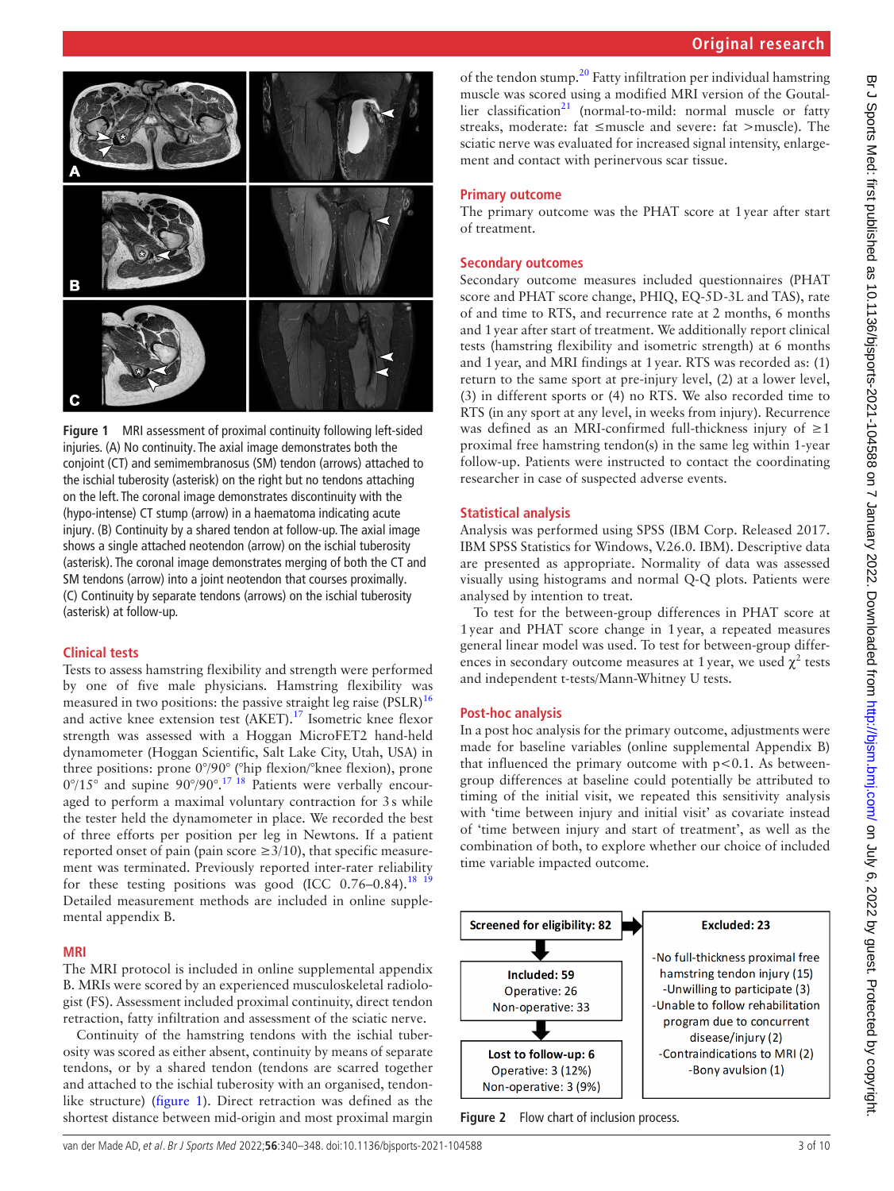Figure 1 MRI assessment of proximal continuity following left-sided injuries. (A) No continuity. The axial image demonstrates both the conjoint (CT) and semimembranosus (SM) tendon (arrows) attached to the ischial tuberosity (asterisk) on the right but no tendons attaching on the left. The coronal image demonstrates discontinuity with the (hypo-intense) CT stump (arrow) in a haematoma indicating acute injury. (B) Continuity by a shared tendon at follow-up. The axial image shows a single attached neotendon (arrow) on the ischial tuberosity (asterisk). The coronal image demonstrates merging of both the CT and SM tendons (arrow) into a joint neotendon that courses proximally. (C) Continuity by separate tendons (arrows) on the ischial tuberosity (asterisk) at follow-up.

## Clinical tests

Tests to assess hamstring flexibility and strength were performed by one of five male physicians. Hamstring flexibility was measured in two positions: the passive straight leg raise (PSLR)[16] and active knee extension test (AKET).[17] Isometric knee flexor strength was assessed with a Hoggan MicroFET2 hand-held dynamometer (Hoggan Scientific, Salt Lake City, Utah, USA) in three positions: prone 0°/90° (°hip flexion/°knee flexion), prone 0°/15° and supine 90°/90°.[17,18] Patients were verbally encouraged to perform a maximal voluntary contraction for 3 s while the tester held the dynamometer in place. We recorded the best of three efforts per position per leg in Newtons. If a patient reported onset of pain (pain score ≥3/10), that specific measurement was terminated. Previously reported inter-rater reliability for these testing positions was good (ICC 0.76–0.84).[18,19] Detailed measurement methods are included in online supplemental appendix B.

## MRI

The MRI protocol is included in online supplemental appendix B. MRIs were scored by an experienced musculoskeletal radiologist (FS). Assessment included proximal continuity, direct tendon retraction, fatty infiltration and assessment of the sciatic nerve.

Continuity of the hamstring tendons with the ischial tuberosity was scored as either absent, continuity by means of separate tendons, or by a shared tendon (tendons are scarred together and attached to the ischial tuberosity with an organised, tendon-like structure) (figure 1). Direct retraction was defined as the shortest distance between mid-origin and most proximal margin of the tendon stump.[20] Fatty infiltration per individual hamstring muscle was scored using a modified MRI version of the Goutallier classification[21] (normal-to-mild: normal muscle or fatty streaks, moderate: fat ≤muscle and severe: fat >muscle). The sciatic nerve was evaluated for increased signal intensity, enlargement and contact with perinervous scar tissue.

## Primary outcome

The primary outcome was the PHAT score at 1 year after start of treatment.

## Secondary outcomes

Secondary outcome measures included questionnaires (PHAT score and PHAT score change, PHIQ, EQ-5D-3L and TAS), rate of and time to RTS, and recurrence rate at 2 months, 6 months and 1 year after start of treatment. We additionally report clinical tests (hamstring flexibility and isometric strength) at 6 months and 1 year, and MRI findings at 1 year. RTS was recorded as: (1) return to the same sport at pre-injury level, (2) at a lower level, (3) in different sports or (4) no RTS. We also recorded time to RTS (in any sport at any level, in weeks from injury). Recurrence was defined as an MRI-confirmed full-thickness injury of ≥1 proximal free hamstring tendon(s) in the same leg within 1-year follow-up. Patients were instructed to contact the coordinating researcher in case of suspected adverse events.

## Statistical analysis

Analysis was performed using SPSS (IBM Corp. Released 2017. IBM SPSS Statistics for Windows, V.26.0. IBM). Descriptive data are presented as appropriate. Normality of data was assessed visually using histograms and normal Q-Q plots. Patients were analysed by intention to treat.

To test for the between-group differences in PHAT score at 1 year and PHAT score change in 1 year, a repeated measures general linear model was used. To test for between-group differences in secondary outcome measures at 1 year, we used $\chi^2$ tests and independent t-tests/Mann-Whitney U tests.

## Post-hoc analysis

In a post hoc analysis for the primary outcome, adjustments were made for baseline variables (online supplemental Appendix B) that influenced the primary outcome with $p<0.1$. As between-group differences at baseline could potentially be attributed to timing of the initial visit, we repeated this sensitivity analysis with 'time between injury and initial visit' as covariate instead of 'time between injury and start of treatment', as well as the combination of both, to explore whether our choice of included time variable impacted outcome.

Screened for eligibility: 82 → Excluded: 23
- No full-thickness proximal free hamstring tendon injury (15)
- Unwilling to participate (3)
- Unable to follow rehabilitation program due to concurrent disease/injury (2)
- Contraindications to MRI (2)
- Bony avulsion (1)

Included: 59
Operative: 26
Non-operative: 33

Lost to follow-up: 6
Operative: 3 (12%)
Non-operative: 3 (9%)

Figure 2 Flow chart of inclusion process.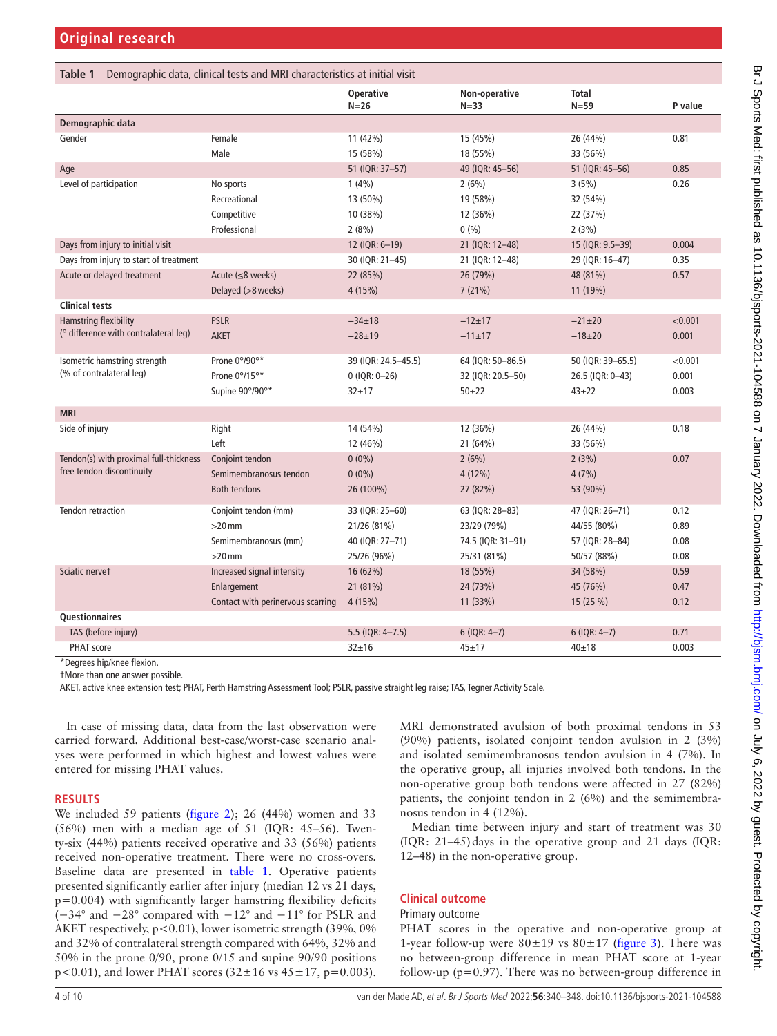**Table 1** Demographic data, clinical tests and MRI characteristics at initial visit

| | | Operative N=26 | Non-operative N=33 | Total N=59 | P value |
|---|---|---|---|---|---|
| **Demographic data** | | | | | |
| Gender | Female | 11 (42%) | 15 (45%) | 26 (44%) | 0.81 |
| | Male | 15 (58%) | 18 (55%) | 33 (56%) | |
| Age | | 51 (IQR: 37–57) | 49 (IQR: 45–56) | 51 (IQR: 45–56) | 0.85 |
| Level of participation | No sports | 1 (4%) | 2 (6%) | 3 (5%) | 0.26 |
| | Recreational | 13 (50%) | 19 (58%) | 32 (54%) | |
| | Competitive | 10 (38%) | 12 (36%) | 22 (37%) | |
| | Professional | 2 (8%) | 0 (%) | 2 (3%) | |
| Days from injury to initial visit | | 12 (IQR: 6–19) | 21 (IQR: 12–48) | 15 (IQR: 9.5–39) | 0.004 |
| Days from injury to start of treatment | | 30 (IQR: 21–45) | 21 (IQR: 12–48) | 29 (IQR: 16–47) | 0.35 |
| Acute or delayed treatment | Acute (≤8 weeks) | 22 (85%) | 26 (79%) | 48 (81%) | 0.57 |
| | Delayed (>8 weeks) | 4 (15%) | 7 (21%) | 11 (19%) | |
| **Clinical tests** | | | | | |
| Hamstring flexibility (° difference with contralateral leg) | PSLR | −34±18 | −12±17 | −21±20 | <0.001 |
| | AKET | −28±19 | −11±17 | −18±20 | 0.001 |
| Isometric hamstring strength (% of contralateral leg) | Prone 0°/90°* | 39 (IQR: 24.5–45.5) | 64 (IQR: 50–86.5) | 50 (IQR: 39–65.5) | <0.001 |
| | Prone 0°/15°* | 0 (IQR: 0–26) | 32 (IQR: 20.5–50) | 26.5 (IQR: 0–43) | 0.001 |
| | Supine 90°/90°* | 32±17 | 50±22 | 43±22 | 0.003 |
| **MRI** | | | | | |
| Side of injury | Right | 14 (54%) | 12 (36%) | 26 (44%) | 0.18 |
| | Left | 12 (46%) | 21 (64%) | 33 (56%) | |
| Tendon(s) with proximal full-thickness free tendon discontinuity | Conjoint tendon | 0 (0%) | 2 (6%) | 2 (3%) | 0.07 |
| | Semimembranosus tendon | 0 (0%) | 4 (12%) | 4 (7%) | |
| | Both tendons | 26 (100%) | 27 (82%) | 53 (90%) | |
| Tendon retraction | Conjoint tendon (mm) | 33 (IQR: 25–60) | 63 (IQR: 28–83) | 47 (IQR: 26–71) | 0.12 |
| | >20 mm | 21/26 (81%) | 23/29 (79%) | 44/55 (80%) | 0.89 |
| | Semimembranosus (mm) | 40 (IQR: 27–71) | 74.5 (IQR: 31–91) | 57 (IQR: 28–84) | 0.08 |
| | >20 mm | 25/26 (96%) | 25/31 (81%) | 50/57 (88%) | 0.08 |
| Sciatic nerve† | Increased signal intensity | 16 (62%) | 18 (55%) | 34 (58%) | 0.59 |
| | Enlargement | 21 (81%) | 24 (73%) | 45 (76%) | 0.47 |
| | Contact with perinervous scarring | 4 (15%) | 11 (33%) | 15 (25 %) | 0.12 |
| **Questionnaires** | | | | | |
| TAS (before injury) | | 5.5 (IQR: 4–7.5) | 6 (IQR: 4–7) | 6 (IQR: 4–7) | 0.71 |
| PHAT score | | 32±16 | 45±17 | 40±18 | 0.003 |

*Degrees hip/knee flexion.
†More than one answer possible.
AKET, active knee extension test; PHAT, Perth Hamstring Assessment Tool; PSLR, passive straight leg raise; TAS, Tegner Activity Scale.

In case of missing data, data from the last observation were carried forward. Additional best-case/worst-case scenario analyses were performed in which highest and lowest values were entered for missing PHAT values.

## RESULTS

We included 59 patients (figure 2); 26 (44%) women and 33 (56%) men with a median age of 51 (IQR: 45–56). Twenty-six (44%) patients received operative and 33 (56%) patients received non-operative treatment. There were no cross-overs. Baseline data are presented in table 1. Operative patients presented significantly earlier after injury (median 12 vs 21 days, p=0.004) with significantly larger hamstring flexibility deficits (−34° and −28° compared with −12° and −11° for PSLR and AKET respectively, p<0.01), lower isometric strength (39%, 0% and 32% of contralateral strength compared with 64%, 32% and 50% in the prone 0/90, prone 0/15 and supine 90/90 positions p<0.01), and lower PHAT scores (32±16 vs 45±17, p=0.003).

MRI demonstrated avulsion of both proximal tendons in 53 (90%) patients, isolated conjoint tendon avulsion in 2 (3%) and isolated semimembranosus tendon avulsion in 4 (7%). In the operative group, all injuries involved both tendons. In the non-operative group both tendons were affected in 27 (82%) patients, the conjoint tendon in 2 (6%) and the semimembranosus tendon in 4 (12%).

Median time between injury and start of treatment was 30 (IQR: 21–45) days in the operative group and 21 days (IQR: 12–48) in the non-operative group.

### Clinical outcome

#### Primary outcome

PHAT scores in the operative and non-operative group at 1-year follow-up were 80±19 vs 80±17 (figure 3). There was no between-group difference in mean PHAT score at 1-year follow-up (p=0.97). There was no between-group difference in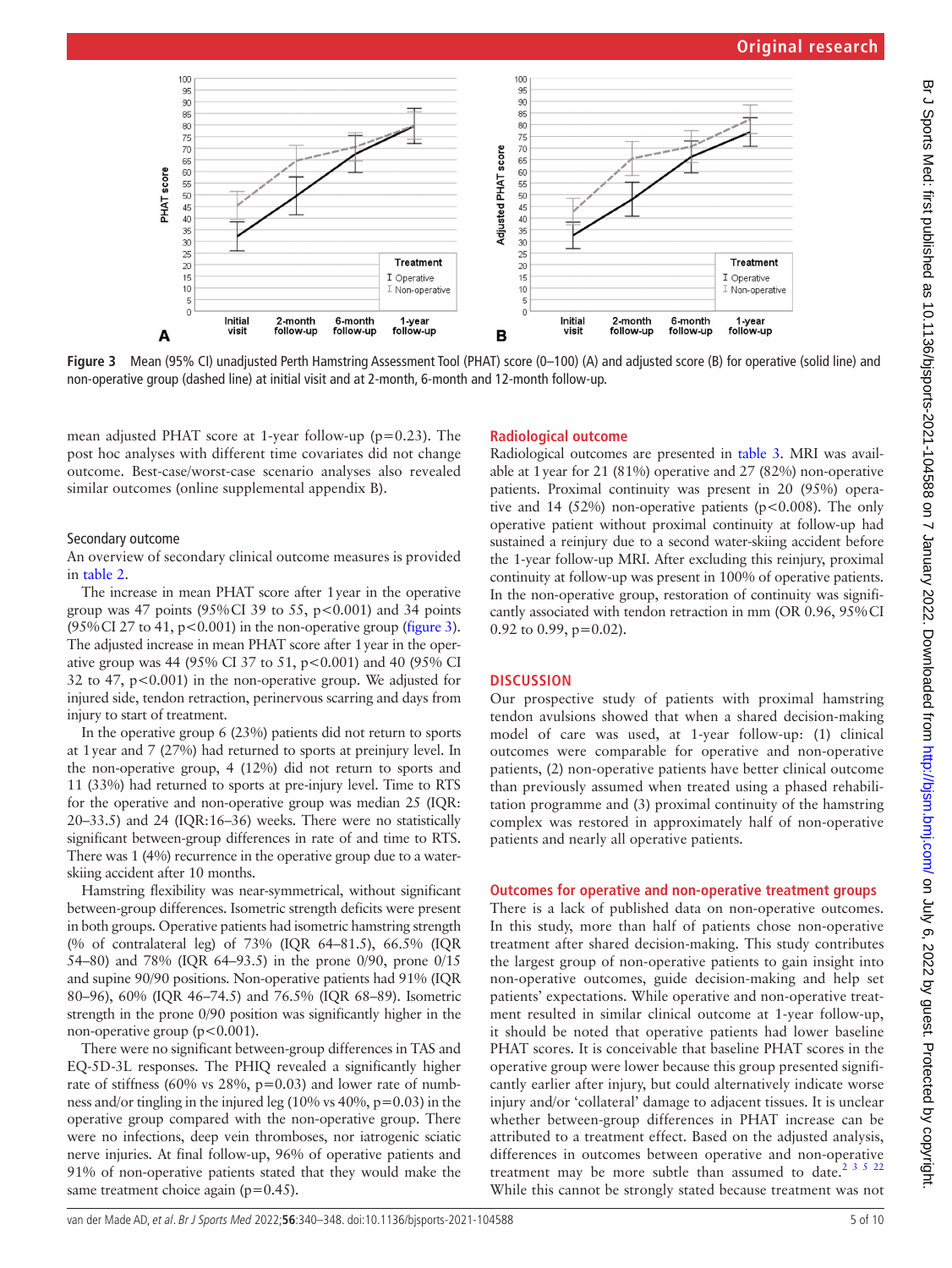Figure 3 Mean (95% CI) unadjusted Perth Hamstring Assessment Tool (PHAT) score (0–100) (A) and adjusted score (B) for operative (solid line) and non-operative group (dashed line) at initial visit and at 2-month, 6-month and 12-month follow-up.

mean adjusted PHAT score at 1-year follow-up (p=0.23). The post hoc analyses with different time covariates did not change outcome. Best-case/worst-case scenario analyses also revealed similar outcomes (online supplemental appendix B).

### Secondary outcome

An overview of secondary clinical outcome measures is provided in table 2.

The increase in mean PHAT score after 1 year in the operative group was 47 points (95% CI 39 to 55, p<0.001) and 34 points (95% CI 27 to 41, p<0.001) in the non-operative group (figure 3). The adjusted increase in mean PHAT score after 1 year in the operative group was 44 (95% CI 37 to 51, p<0.001) and 40 (95% CI 32 to 47, p<0.001) in the non-operative group. We adjusted for injured side, tendon retraction, perinervous scarring and days from injury to start of treatment.

In the operative group 6 (23%) patients did not return to sports at 1 year and 7 (27%) had returned to sports at preinjury level. In the non-operative group, 4 (12%) did not return to sports and 11 (33%) had returned to sports at pre-injury level. Time to RTS for the operative and non-operative group was median 25 (IQR: 20–33.5) and 24 (IQR:16–36) weeks. There were no statistically significant between-group differences in rate of and time to RTS. There was 1 (4%) recurrence in the operative group due to a water-skiing accident after 10 months.

Hamstring flexibility was near-symmetrical, without significant between-group differences. Isometric strength deficits were present in both groups. Operative patients had isometric hamstring strength (% of contralateral leg) of 73% (IQR 64–81.5), 66.5% (IQR 54–80) and 78% (IQR 64–93.5) in the prone 0/90, prone 0/15 and supine 90/90 positions. Non-operative patients had 91% (IQR 80–96), 60% (IQR 46–74.5) and 76.5% (IQR 68–89). Isometric strength in the prone 0/90 position was significantly higher in the non-operative group (p<0.001).

There were no significant between-group differences in TAS and EQ-5D-3L responses. The PHIQ revealed a significantly higher rate of stiffness (60% vs 28%, p=0.03) and lower rate of numbness and/or tingling in the injured leg (10% vs 40%, p=0.03) in the operative group compared with the non-operative group. There were no infections, deep vein thromboses, nor iatrogenic sciatic nerve injuries. At final follow-up, 96% of operative patients and 91% of non-operative patients stated that they would make the same treatment choice again (p=0.45).

### Radiological outcome

Radiological outcomes are presented in table 3. MRI was available at 1 year for 21 (81%) operative and 27 (82%) non-operative patients. Proximal continuity was present in 20 (95%) operative and 14 (52%) non-operative patients (p<0.008). The only operative patient without proximal continuity at follow-up had sustained a reinjury due to a second water-skiing accident before the 1-year follow-up MRI. After excluding this reinjury, proximal continuity at follow-up was present in 100% of operative patients. In the non-operative group, restoration of continuity was significantly associated with tendon retraction in mm (OR 0.96, 95% CI 0.92 to 0.99, p=0.02).

## DISCUSSION

Our prospective study of patients with proximal hamstring tendon avulsions showed that when a shared decision-making model of care was used, at 1-year follow-up: (1) clinical outcomes were comparable for operative and non-operative patients, (2) non-operative patients have better clinical outcome than previously assumed when treated using a phased rehabilitation programme and (3) proximal continuity of the hamstring complex was restored in approximately half of non-operative patients and nearly all operative patients.

### Outcomes for operative and non-operative treatment groups

There is a lack of published data on non-operative outcomes. In this study, more than half of patients chose non-operative treatment after shared decision-making. This study contributes the largest group of non-operative patients to gain insight into non-operative outcomes, guide decision-making and help set patients' expectations. While operative and non-operative treatment resulted in similar clinical outcome at 1-year follow-up, it should be noted that operative patients had lower baseline PHAT scores. It is conceivable that baseline PHAT scores in the operative group were lower because this group presented significantly earlier after injury, but could alternatively indicate worse injury and/or 'collateral' damage to adjacent tissues. It is unclear whether between-group differences in PHAT increase can be attributed to a treatment effect. Based on the adjusted analysis, differences in outcomes between operative and non-operative treatment may be more subtle than assumed to date.[2 3 5 22] While this cannot be strongly stated because treatment was not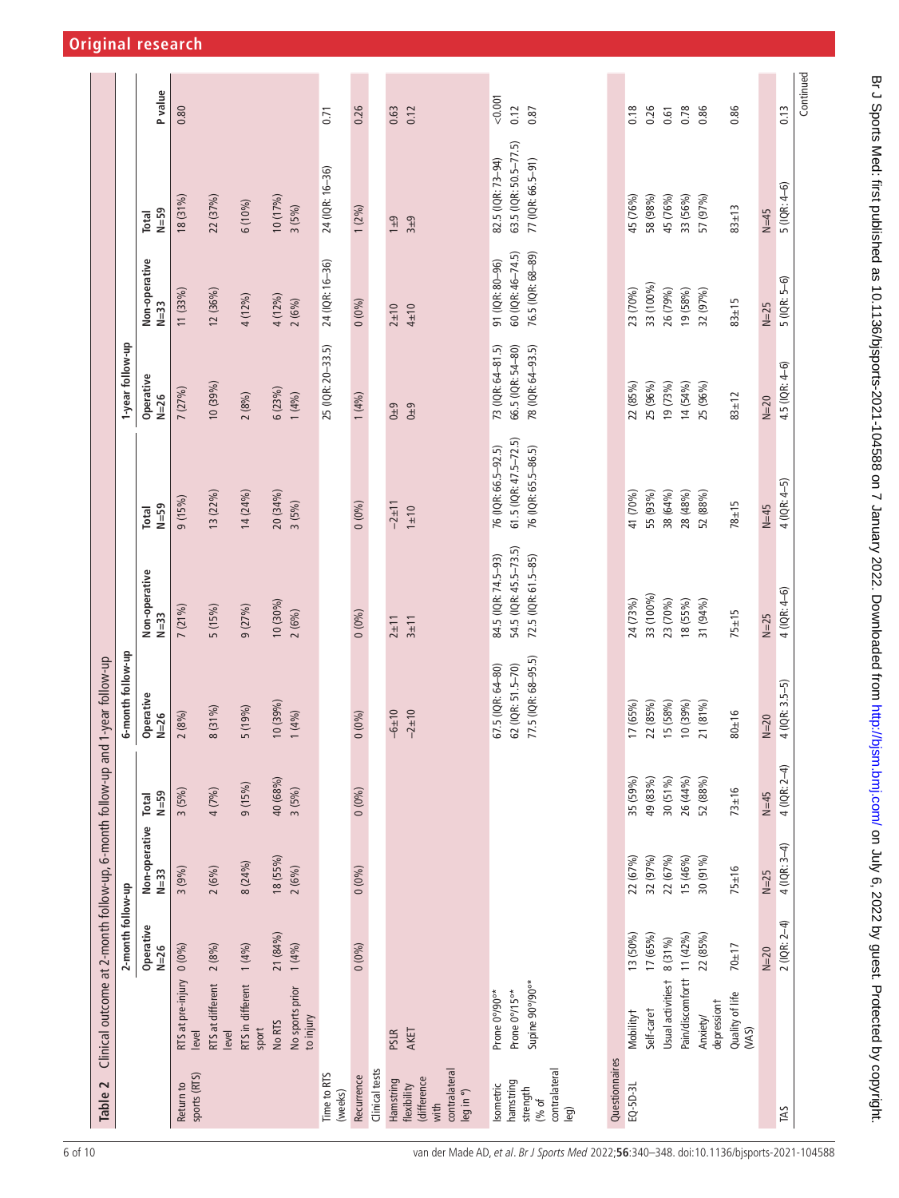## Table 2 Clinical outcome at 2-month follow-up, 6-month follow-up and 1-year follow-up

| | | 2-month follow-up | | | 6-month follow-up | | | 1-year follow-up | | | |
|---|---|---|---|---|---|---|---|---|---|---|---|
| | | Operative N=26 | Non-operative N=33 | Total N=59 | Operative N=26 | Non-operative N=33 | Total N=59 | Operative N=26 | Non-operative N=33 | Total N=59 | P value |
| Return to sports (RTS) | RTS at pre-injury level | 0 (0%) | 3 (9%) | 3 (5%) | 2 (8%) | 7 (21%) | 9 (15%) | 7 (27%) | 11 (33%) | 18 (31%) | 0.80 |
| | RTS at different level | 2 (8%) | 2 (6%) | 4 (7%) | 8 (31%) | 5 (15%) | 13 (22%) | 10 (39%) | 12 (36%) | 22 (37%) | |
| | RTS in different sport | 1 (4%) | 8 (24%) | 9 (15%) | 5 (19%) | 9 (27%) | 14 (24%) | 2 (8%) | 4 (12%) | 6 (10%) | |
| | No RTS | 21 (84%) | 18 (55%) | 40 (68%) | 10 (39%) | 10 (30%) | 20 (34%) | 6 (23%) | 4 (12%) | 10 (17%) | |
| | No sports prior to injury | 1 (4%) | 2 (6%) | 3 (5%) | 1 (4%) | 2 (6%) | 3 (5%) | 1 (4%) | 2 (6%) | 3 (5%) | |
| Time to RTS (weeks) | | | | | | | | 25 (IQR: 20–33.5) | 24 (IQR: 16–36) | 24 (IQR: 16–36) | 0.71 |
| Recurrence | | 0 (0%) | 0 (0%) | 0 (0%) | 0 (0%) | 0 (0%) | 0 (0%) | 1 (4%) | 0 (0%) | 1 (2%) | 0.26 |
| Clinical tests | | | | | | | | | | | |
| Hamstring flexibility (difference with contralateral leg in °) | PSLR | | | | −6±10 | 2±11 | −2±11 | 0±9 | 2±10 | 1±9 | 0.63 |
| | AKET | | | | −2±10 | 3±11 | 1±10 | 0±9 | 4±10 | 3±9 | 0.12 |
| Isometric hamstring strength (% of contralateral leg) | Prone 0°/90°** | | | | 67.5 (IQR: 64–80) | 84.5 (IQR: 74.5–93) | 76 (IQR: 66.5–92.5) | 73 (IQR: 64–81.5) | 91 (IQR: 80–96) | 82.5 (IQR: 73–94) | <0.001 |
| | Prone 0°/15°** | | | | 62 (IQR: 51.5–70) | 54.5 (IQR: 45.5–73.5) | 61.5 (IQR: 47.5–72.5) | 66.5 (IQR: 54–80) | 60 (IQR: 46–74.5) | 63.5 (IQR: 50.5–77.5) | 0.12 |
| | Supine 90°/90°** | | | | 77.5 (IQR: 68–95.5) | 72.5 (IQR: 61.5–85) | 76 (IQR: 65.5–86.5) | 78 (IQR: 64–93.5) | 76.5 (IQR: 68–89) | 77 (IQR: 66.5–91) | 0.87 |
| Questionnaires | | | | | | | | | | | |
| EQ-5D-3L | Mobility† | 13 (50%) | 22 (67%) | 35 (59%) | 17 (65%) | 24 (73%) | 41 (70%) | 22 (85%) | 23 (70%) | 45 (76%) | 0.18 |
| | Self-care† | 17 (65%) | 32 (97%) | 49 (83%) | 22 (85%) | 33 (100%) | 55 (93%) | 25 (96%) | 33 (100%) | 58 (98%) | 0.26 |
| | Usual activities† | 8 (31%) | 22 (67%) | 30 (51%) | 15 (58%) | 23 (70%) | 38 (64%) | 19 (73%) | 26 (79%) | 45 (76%) | 0.61 |
| | Pain/discomfort† | 11 (42%) | 15 (46%) | 26 (44%) | 10 (39%) | 18 (55%) | 28 (48%) | 14 (54%) | 19 (58%) | 33 (56%) | 0.78 |
| | Anxiety/depression† | 22 (85%) | 30 (91%) | 52 (88%) | 21 (81%) | 31 (94%) | 52 (88%) | 25 (96%) | 32 (97%) | 57 (97%) | 0.86 |
| | Quality of life (VAS) | 70±17 | 75±16 | 73±16 | 80±16 | 75±15 | 78±15 | 83±12 | 83±15 | 83±13 | 0.86 |
| | | N=20 | N=25 | N=45 | N=20 | N=25 | N=45 | N=20 | N=25 | N=45 | |
| TAS | | 2 (IQR: 2–4) | 4 (IQR: 3–4) | 4 (IQR: 2–4) | 4 (IQR: 3.5–5) | 4 (IQR: 4–6) | 4 (IQR: 4–5) | 4.5 (IQR: 4–6) | 5 (IQR: 5–6) | 5 (IQR: 4–6) | 0.13 |

Continued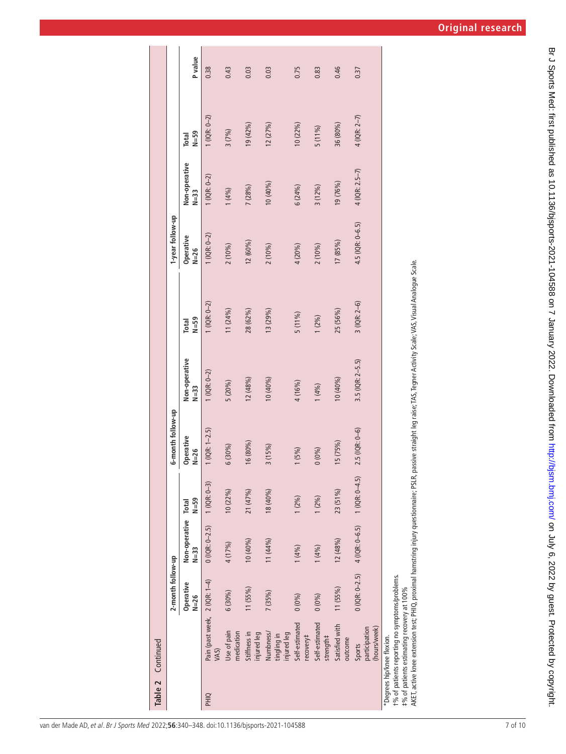**Table 2** Continued

| | | 2-month follow-up | | | 6-month follow-up | | | 1-year follow-up | | | |
|---|---|---|---|---|---|---|---|---|---|---|---|
| | | Operative N=26 | Non-operative N=33 | Total N=59 | Operative N=26 | Non-operative N=33 | Total N=59 | Operative N=26 | Non-operative N=33 | Total N=59 | P value |
| PHIQ | Pain (past week, VAS) | 2 (IQR: 1–4) | 0 (IQR: 0–2.5) | 1 (IQR: 0–3) | 1 (IQR: 1–2.5) | 1 (IQR: 0–2) | 1 (IQR: 0–2) | 1 (IQR: 0–2) | 1 (IQR: 0–2) | 1 (IQR: 0–2) | 0.38 |
| | Use of pain medication | 6 (30%) | 4 (17%) | 10 (22%) | 6 (30%) | 5 (20%) | 11 (24%) | 2 (10%) | 1 (4%) | 3 (7%) | 0.43 |
| | Stiffness in injured leg | 11 (55%) | 10 (40%) | 21 (47%) | 16 (80%) | 12 (48%) | 28 (62%) | 12 (60%) | 7 (28%) | 19 (42%) | 0.03 |
| | Numbness/tingling in injured leg | 7 (35%) | 11 (44%) | 18 (40%) | 3 (15%) | 10 (40%) | 13 (29%) | 2 (10%) | 10 (40%) | 12 (27%) | 0.03 |
| | Self-estimated recovery‡ | 0 (0%) | 1 (4%) | 1 (2%) | 1 (5%) | 4 (16%) | 5 (11%) | 4 (20%) | 6 (24%) | 10 (22%) | 0.75 |
| | Self-estimated strength‡ | 0 (0%) | 1 (4%) | 1 (2%) | 0 (0%) | 1 (4%) | 1 (2%) | 2 (10%) | 3 (12%) | 5 (11%) | 0.83 |
| | Satisfied with outcome | 11 (55%) | 12 (48%) | 23 (51%) | 15 (75%) | 10 (40%) | 25 (56%) | 17 (85%) | 19 (76%) | 36 (80%) | 0.46 |
| | Sports participation (hours/week) | 0 (IQR: 0–2.5) | 4 (IQR: 0–6.5) | 1 (IQR: 0–4.5) | 2.5 (IQR: 0–6) | 3.5 (IQR: 2–5.5) | 3 (IQR: 2–6) | 4.5 (IQR: 0–6.5) | 4 (IQR: 2.5–7) | 4 (IQR: 2–7) | 0.37 |

*Degrees hip/knee flexion.
†% of patients reporting no symptoms/problems.
‡% of patients estimating recovery at 100%
AKET, active knee extension test; PHIQ, proximal hamstring injury questionnaire; PSLR, passive straight leg raise; TAS, Tegner Activity Scale; VAS, Visual Analogue Scale.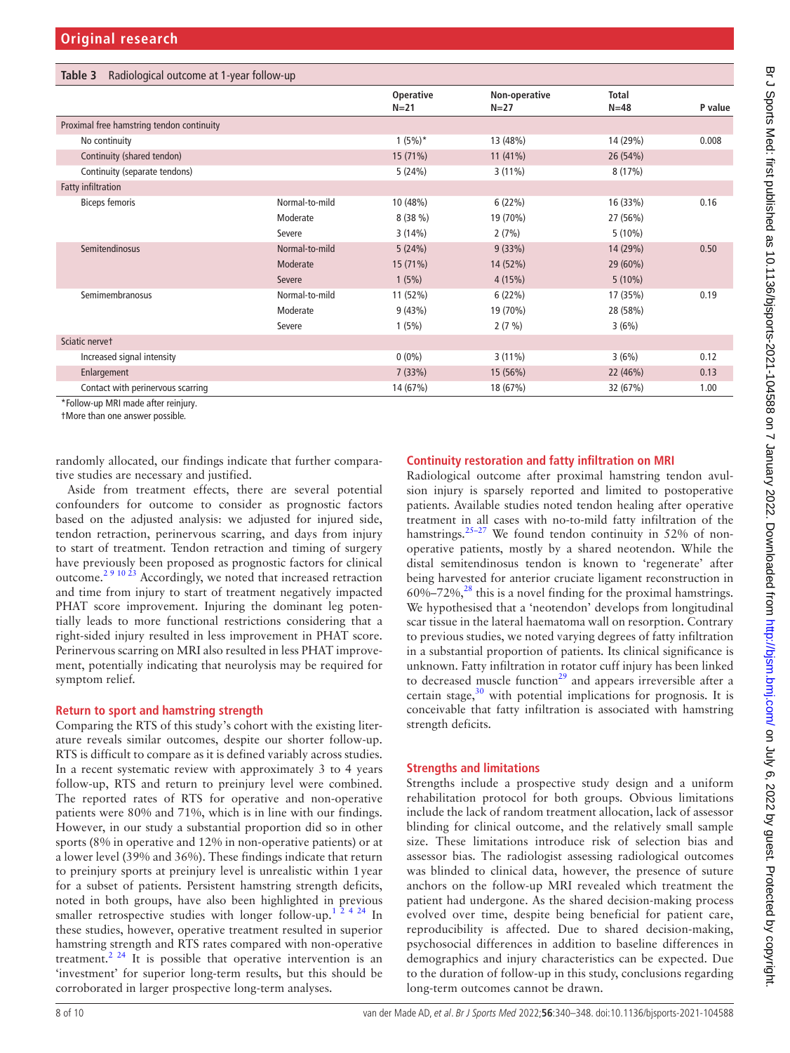**Table 3** Radiological outcome at 1-year follow-up

| | | Operative N=21 | Non-operative N=27 | Total N=48 | P value |
|---|---|---|---|---|---|
| Proximal free hamstring tendon continuity | | | | | |
| No continuity | | 1 (5%)* | 13 (48%) | 14 (29%) | 0.008 |
| Continuity (shared tendon) | | 15 (71%) | 11 (41%) | 26 (54%) | |
| Continuity (separate tendons) | | 5 (24%) | 3 (11%) | 8 (17%) | |
| Fatty infiltration | | | | | |
| Biceps femoris | Normal-to-mild | 10 (48%) | 6 (22%) | 16 (33%) | 0.16 |
| | Moderate | 8 (38 %) | 19 (70%) | 27 (56%) | |
| | Severe | 3 (14%) | 2 (7%) | 5 (10%) | |
| Semitendinosus | Normal-to-mild | 5 (24%) | 9 (33%) | 14 (29%) | 0.50 |
| | Moderate | 15 (71%) | 14 (52%) | 29 (60%) | |
| | Severe | 1 (5%) | 4 (15%) | 5 (10%) | |
| Semimembranosus | Normal-to-mild | 11 (52%) | 6 (22%) | 17 (35%) | 0.19 |
| | Moderate | 9 (43%) | 19 (70%) | 28 (58%) | |
| | Severe | 1 (5%) | 2 (7 %) | 3 (6%) | |
| Sciatic nerve† | | | | | |
| Increased signal intensity | | 0 (0%) | 3 (11%) | 3 (6%) | 0.12 |
| Enlargement | | 7 (33%) | 15 (56%) | 22 (46%) | 0.13 |
| Contact with perinervous scarring | | 14 (67%) | 18 (67%) | 32 (67%) | 1.00 |

*Follow-up MRI made after reinjury.
†More than one answer possible.

randomly allocated, our findings indicate that further comparative studies are necessary and justified.

Aside from treatment effects, there are several potential confounders for outcome to consider as prognostic factors based on the adjusted analysis: we adjusted for injured side, tendon retraction, perinervous scarring, and days from injury to start of treatment. Tendon retraction and timing of surgery have previously been proposed as prognostic factors for clinical outcome.[2 9 10 23] Accordingly, we noted that increased retraction and time from injury to start of treatment negatively impacted PHAT score improvement. Injuring the dominant leg potentially leads to more functional restrictions considering that a right-sided injury resulted in less improvement in PHAT score. Perinervous scarring on MRI also resulted in less PHAT improvement, potentially indicating that neurolysis may be required for symptom relief.

### Return to sport and hamstring strength

Comparing the RTS of this study's cohort with the existing literature reveals similar outcomes, despite our shorter follow-up. RTS is difficult to compare as it is defined variably across studies. In a recent systematic review with approximately 3 to 4 years follow-up, RTS and return to preinjury level were combined. The reported rates of RTS for operative and non-operative patients were 80% and 71%, which is in line with our findings. However, in our study a substantial proportion did so in other sports (8% in operative and 12% in non-operative patients) or at a lower level (39% and 36%). These findings indicate that return to preinjury sports at preinjury level is unrealistic within 1 year for a subset of patients. Persistent hamstring strength deficits, noted in both groups, have also been highlighted in previous smaller retrospective studies with longer follow-up.[1 2 4 24] In these studies, however, operative treatment resulted in superior hamstring strength and RTS rates compared with non-operative treatment.[2 24] It is possible that operative intervention is an 'investment' for superior long-term results, but this should be corroborated in larger prospective long-term analyses.

### Continuity restoration and fatty infiltration on MRI

Radiological outcome after proximal hamstring tendon avulsion injury is sparsely reported and limited to postoperative patients. Available studies noted tendon healing after operative treatment in all cases with no-to-mild fatty infiltration of the hamstrings.[25–27] We found tendon continuity in 52% of non-operative patients, mostly by a shared neotendon. While the distal semitendinosus tendon is known to 'regenerate' after being harvested for anterior cruciate ligament reconstruction in 60%–72%,[28] this is a novel finding for the proximal hamstrings. We hypothesised that a 'neotendon' develops from longitudinal scar tissue in the lateral haematoma wall on resorption. Contrary to previous studies, we noted varying degrees of fatty infiltration in a substantial proportion of patients. Its clinical significance is unknown. Fatty infiltration in rotator cuff injury has been linked to decreased muscle function[29] and appears irreversible after a certain stage,[30] with potential implications for prognosis. It is conceivable that fatty infiltration is associated with hamstring strength deficits.

### Strengths and limitations

Strengths include a prospective study design and a uniform rehabilitation protocol for both groups. Obvious limitations include the lack of random treatment allocation, lack of assessor blinding for clinical outcome, and the relatively small sample size. These limitations introduce risk of selection bias and assessor bias. The radiologist assessing radiological outcomes was blinded to clinical data, however, the presence of suture anchors on the follow-up MRI revealed which treatment the patient had undergone. As the shared decision-making process evolved over time, despite being beneficial for patient care, reproducibility is affected. Due to shared decision-making, psychosocial differences in addition to baseline differences in demographics and injury characteristics can be expected. Due to the duration of follow-up in this study, conclusions regarding long-term outcomes cannot be drawn.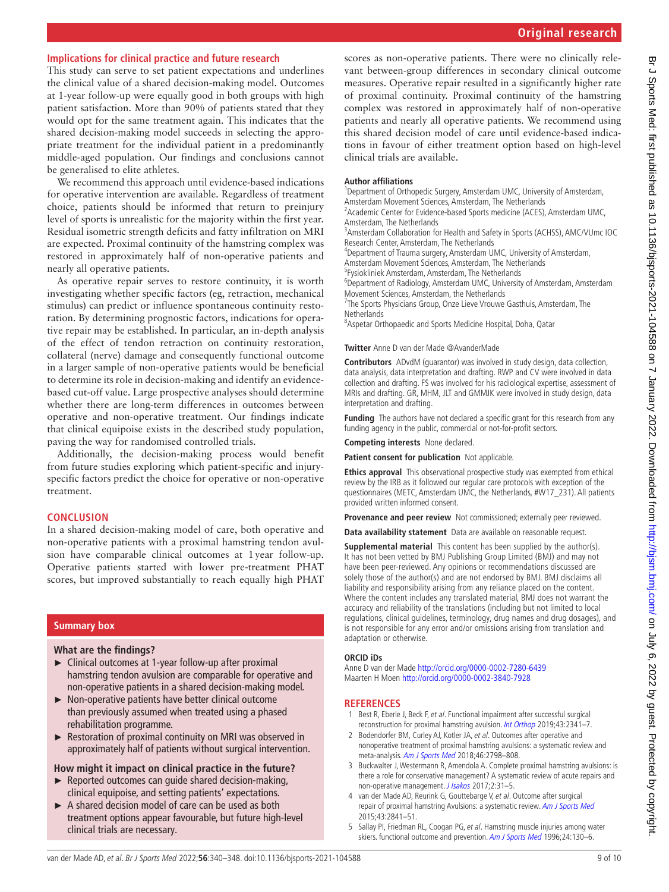## Implications for clinical practice and future research

This study can serve to set patient expectations and underlines the clinical value of a shared decision-making model. Outcomes at 1-year follow-up were equally good in both groups with high patient satisfaction. More than 90% of patients stated that they would opt for the same treatment again. This indicates that the shared decision-making model succeeds in selecting the appropriate treatment for the individual patient in a predominantly middle-aged population. Our findings and conclusions cannot be generalised to elite athletes.

We recommend this approach until evidence-based indications for operative intervention are available. Regardless of treatment choice, patients should be informed that return to preinjury level of sports is unrealistic for the majority within the first year. Residual isometric strength deficits and fatty infiltration on MRI are expected. Proximal continuity of the hamstring complex was restored in approximately half of non-operative patients and nearly all operative patients.

As operative repair serves to restore continuity, it is worth investigating whether specific factors (eg, retraction, mechanical stimulus) can predict or influence spontaneous continuity restoration. By determining prognostic factors, indications for operative repair may be established. In particular, an in-depth analysis of the effect of tendon retraction on continuity restoration, collateral (nerve) damage and consequently functional outcome in a larger sample of non-operative patients would be beneficial to determine its role in decision-making and identify an evidence-based cut-off value. Large prospective analyses should determine whether there are long-term differences in outcomes between operative and non-operative treatment. Our findings indicate that clinical equipoise exists in the described study population, paving the way for randomised controlled trials.

Additionally, the decision-making process would benefit from future studies exploring which patient-specific and injury-specific factors predict the choice for operative or non-operative treatment.

## CONCLUSION

In a shared decision-making model of care, both operative and non-operative patients with a proximal hamstring tendon avulsion have comparable clinical outcomes at 1 year follow-up. Operative patients started with lower pre-treatment PHAT scores, but improved substantially to reach equally high PHAT scores as non-operative patients. There were no clinically relevant between-group differences in secondary clinical outcome measures. Operative repair resulted in a significantly higher rate of proximal continuity. Proximal continuity of the hamstring complex was restored in approximately half of non-operative patients and nearly all operative patients. We recommend using this shared decision model of care until evidence-based indications in favour of either treatment option based on high-level clinical trials are available.

### Summary box

**What are the findings?**

- ► Clinical outcomes at 1-year follow-up after proximal hamstring tendon avulsion are comparable for operative and non-operative patients in a shared decision-making model.
- ► Non-operative patients have better clinical outcome than previously assumed when treated using a phased rehabilitation programme.
- ► Restoration of proximal continuity on MRI was observed in approximately half of patients without surgical intervention.

**How might it impact on clinical practice in the future?**

- ► Reported outcomes can guide shared decision-making, clinical equipoise, and setting patients' expectations.
- ► A shared decision model of care can be used as both treatment options appear favourable, but future high-level clinical trials are necessary.

**Author affiliations**

[1]Department of Orthopedic Surgery, Amsterdam UMC, University of Amsterdam, Amsterdam Movement Sciences, Amsterdam, The Netherlands
[2]Academic Center for Evidence-based Sports medicine (ACES), Amsterdam UMC, Amsterdam, The Netherlands
[3]Amsterdam Collaboration for Health and Safety in Sports (ACHSS), AMC/VUmc IOC Research Center, Amsterdam, The Netherlands
[4]Department of Trauma surgery, Amsterdam UMC, University of Amsterdam, Amsterdam Movement Sciences, Amsterdam, The Netherlands
[5]Fysiokliniek Amsterdam, Amsterdam, The Netherlands
[6]Department of Radiology, Amsterdam UMC, University of Amsterdam, Amsterdam Movement Sciences, Amsterdam, the Netherlands
[7]The Sports Physicians Group, Onze Lieve Vrouwe Gasthuis, Amsterdam, The Netherlands
[8]Aspetar Orthopaedic and Sports Medicine Hospital, Doha, Qatar

**Twitter** Anne D van der Made @AvanderMade

**Contributors** ADvdM (guarantor) was involved in study design, data collection, data analysis, data interpretation and drafting. RWP and CV were involved in data collection and drafting. FS was involved for his radiological expertise, assessment of MRIs and drafting. GR, MHM, JLT and GMMJK were involved in study design, data interpretation and drafting.

**Funding** The authors have not declared a specific grant for this research from any funding agency in the public, commercial or not-for-profit sectors.

**Competing interests** None declared.

**Patient consent for publication** Not applicable.

**Ethics approval** This observational prospective study was exempted from ethical review by the IRB as it followed our regular care protocols with exception of the questionnaires (METC, Amsterdam UMC, the Netherlands, #W17_231). All patients provided written informed consent.

**Provenance and peer review** Not commissioned; externally peer reviewed.

**Data availability statement** Data are available on reasonable request.

**Supplemental material** This content has been supplied by the author(s). It has not been vetted by BMJ Publishing Group Limited (BMJ) and may not have been peer-reviewed. Any opinions or recommendations discussed are solely those of the author(s) and are not endorsed by BMJ. BMJ disclaims all liability and responsibility arising from any reliance placed on the content. Where the content includes any translated material, BMJ does not warrant the accuracy and reliability of the translations (including but not limited to local regulations, clinical guidelines, terminology, drug names and drug dosages), and is not responsible for any error and/or omissions arising from translation and adaptation or otherwise.

**ORCID iDs**

Anne D van der Made http://orcid.org/0000-0002-7280-6439
Maarten H Moen http://orcid.org/0000-0002-3840-7928

## REFERENCES

1. Best R, Eberle J, Beck F, *et al*. Functional impairment after successful surgical reconstruction for proximal hamstring avulsion. *Int Orthop* 2019;43:2341–7.
2. Bodendorfer BM, Curley AJ, Kotler JA, *et al*. Outcomes after operative and nonoperative treatment of proximal hamstring avulsions: a systematic review and meta-analysis. *Am J Sports Med* 2018;46:2798–808.
3. Buckwalter J, Westermann R, Amendola A. Complete proximal hamstring avulsions: is there a role for conservative management? A systematic review of acute repairs and non-operative management. *J Isakos* 2017;2:31–5.
4. van der Made AD, Reurink G, Gouttebarge V, *et al*. Outcome after surgical repair of proximal hamstring Avulsions: a systematic review. *Am J Sports Med* 2015;43:2841–51.
5. Sallay PI, Friedman RL, Coogan PG, *et al*. Hamstring muscle injuries among water skiers. functional outcome and prevention. *Am J Sports Med* 1996;24:130–6.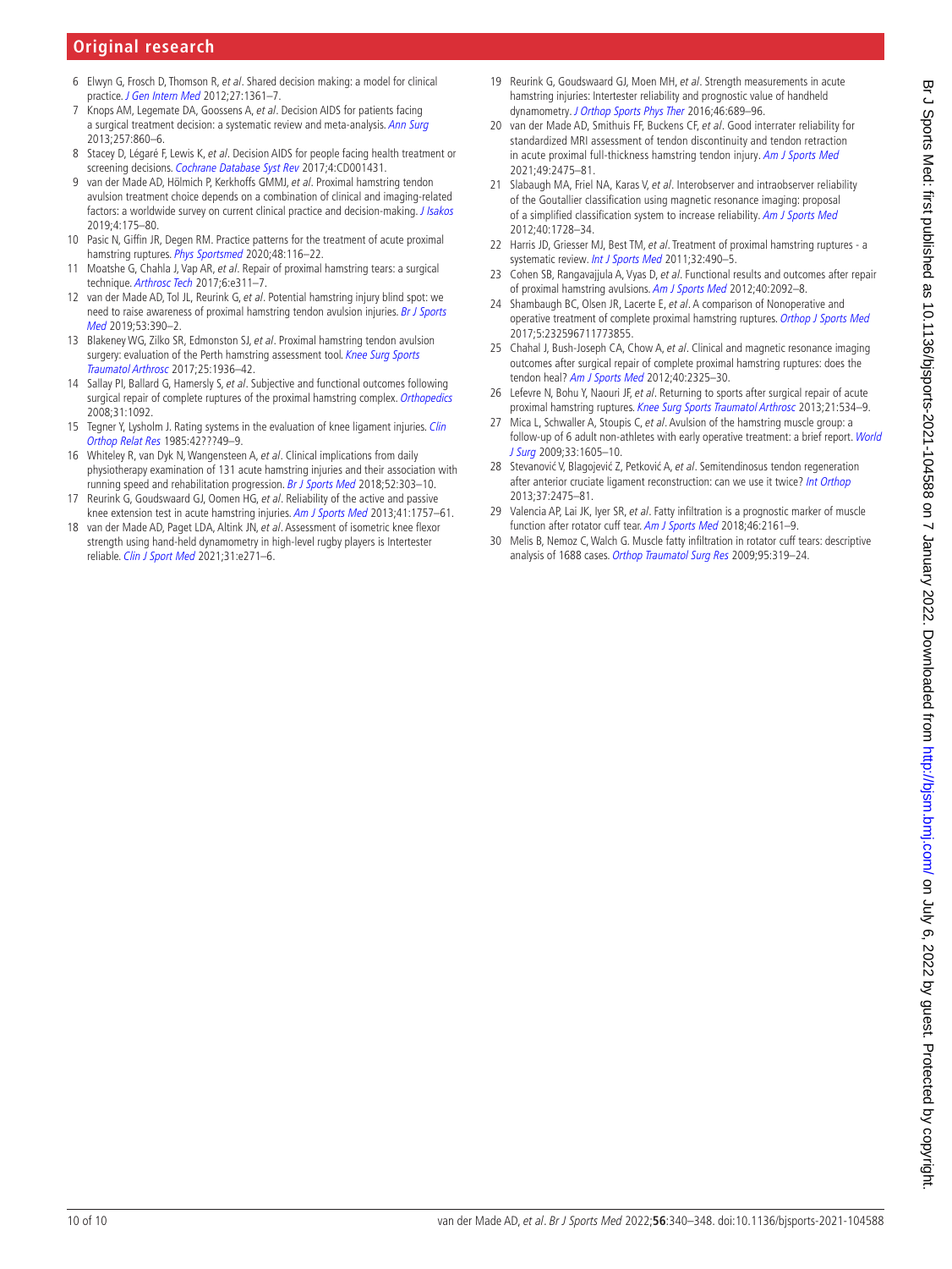6 Elwyn G, Frosch D, Thomson R, *et al*. Shared decision making: a model for clinical practice. *J Gen Intern Med* 2012;27:1361–7.
7 Knops AM, Legemate DA, Goossens A, *et al*. Decision AIDS for patients facing a surgical treatment decision: a systematic review and meta-analysis. *Ann Surg* 2013;257:860–6.
8 Stacey D, Légaré F, Lewis K, *et al*. Decision AIDS for people facing health treatment or screening decisions. *Cochrane Database Syst Rev* 2017;4:CD001431.
9 van der Made AD, Hölmich P, Kerkhoffs GMMJ, *et al*. Proximal hamstring tendon avulsion treatment choice depends on a combination of clinical and imaging-related factors: a worldwide survey on current clinical practice and decision-making. *J Isakos* 2019;4:175–80.
10 Pasic N, Giffin JR, Degen RM. Practice patterns for the treatment of acute proximal hamstring ruptures. *Phys Sportsmed* 2020;48:116–22.
11 Moatshe G, Chahla J, Vap AR, *et al*. Repair of proximal hamstring tears: a surgical technique. *Arthrosc Tech* 2017;6:e311–7.
12 van der Made AD, Tol JL, Reurink G, *et al*. Potential hamstring injury blind spot: we need to raise awareness of proximal hamstring tendon avulsion injuries. *Br J Sports Med* 2019;53:390–2.
13 Blakeney WG, Zilko SR, Edmonston SJ, *et al*. Proximal hamstring tendon avulsion surgery: evaluation of the Perth hamstring assessment tool. *Knee Surg Sports Traumatol Arthrosc* 2017;25:1936–42.
14 Sallay PI, Ballard G, Hamersly S, *et al*. Subjective and functional outcomes following surgical repair of complete ruptures of the proximal hamstring complex. *Orthopedics* 2008;31:1092.
15 Tegner Y, Lysholm J. Rating systems in the evaluation of knee ligament injuries. *Clin Orthop Relat Res* 1985;42???49–9.
16 Whiteley R, van Dyk N, Wangensteen A, *et al*. Clinical implications from daily physiotherapy examination of 131 acute hamstring injuries and their association with running speed and rehabilitation progression. *Br J Sports Med* 2018;52:303–10.
17 Reurink G, Goudswaard GJ, Oomen HG, *et al*. Reliability of the active and passive knee extension test in acute hamstring injuries. *Am J Sports Med* 2013;41:1757–61.
18 van der Made AD, Paget LDA, Altink JN, *et al*. Assessment of isometric knee flexor strength using hand-held dynamometry in high-level rugby players is Intertester reliable. *Clin J Sport Med* 2021;31:e271–6.
19 Reurink G, Goudswaard GJ, Moen MH, *et al*. Strength measurements in acute hamstring injuries: Intertester reliability and prognostic value of handheld dynamometry. *J Orthop Sports Phys Ther* 2016;46:689–96.
20 van der Made AD, Smithuis FF, Buckens CF, *et al*. Good interrater reliability for standardized MRI assessment of tendon discontinuity and tendon retraction in acute proximal full-thickness hamstring tendon injury. *Am J Sports Med* 2021;49:2475–81.
21 Slabaugh MA, Friel NA, Karas V, *et al*. Interobserver and intraobserver reliability of the Goutallier classification using magnetic resonance imaging: proposal of a simplified classification system to increase reliability. *Am J Sports Med* 2012;40:1728–34.
22 Harris JD, Griesser MJ, Best TM, *et al*. Treatment of proximal hamstring ruptures - a systematic review. *Int J Sports Med* 2011;32:490–5.
23 Cohen SB, Rangavajjula A, Vyas D, *et al*. Functional results and outcomes after repair of proximal hamstring avulsions. *Am J Sports Med* 2012;40:2092–8.
24 Shambaugh BC, Olsen JR, Lacerte E, *et al*. A comparison of Nonoperative and operative treatment of complete proximal hamstring ruptures. *Orthop J Sports Med* 2017;5:232596711773855.
25 Chahal J, Bush-Joseph CA, Chow A, *et al*. Clinical and magnetic resonance imaging outcomes after surgical repair of complete proximal hamstring ruptures: does the tendon heal? *Am J Sports Med* 2012;40:2325–30.
26 Lefevre N, Bohu Y, Naouri JF, *et al*. Returning to sports after surgical repair of acute proximal hamstring ruptures. *Knee Surg Sports Traumatol Arthrosc* 2013;21:534–9.
27 Mica L, Schwaller A, Stoupis C, *et al*. Avulsion of the hamstring muscle group: a follow-up of 6 adult non-athletes with early operative treatment: a brief report. *World J Surg* 2009;33:1605–10.
28 Stevanović V, Blagojević Z, Petković A, *et al*. Semitendinosus tendon regeneration after anterior cruciate ligament reconstruction: can we use it twice? *Int Orthop* 2013;37:2475–81.
29 Valencia AP, Lai JK, Iyer SR, *et al*. Fatty infiltration is a prognostic marker of muscle function after rotator cuff tear. *Am J Sports Med* 2018;46:2161–9.
30 Melis B, Nemoz C, Walch G. Muscle fatty infiltration in rotator cuff tears: descriptive analysis of 1688 cases. *Orthop Traumatol Surg Res* 2009;95:319–24.